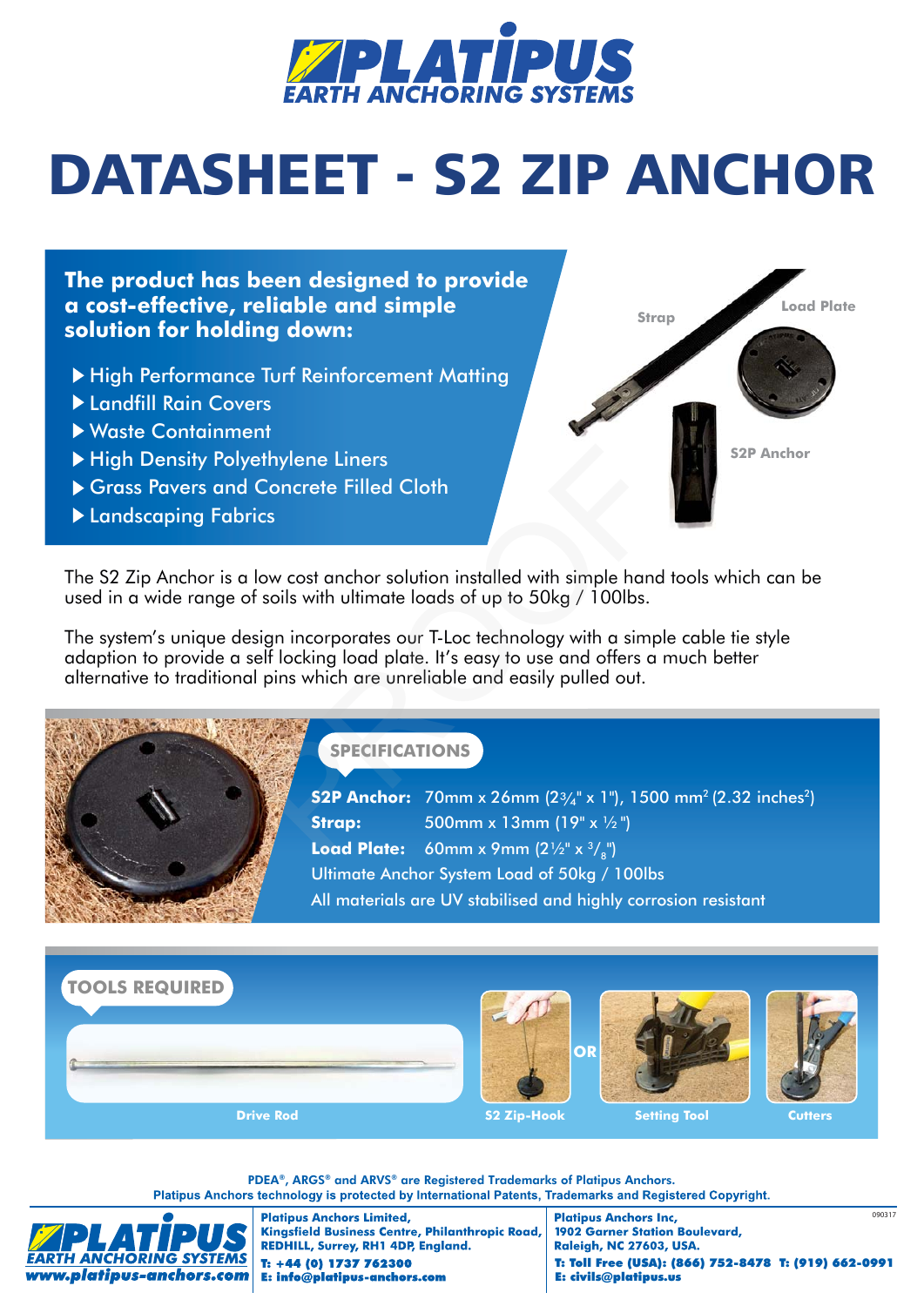# DATASHEET - S2 ZIP ANCHOR

**The product has been designed to provide a cost-effective, reliable and simple solution for holding down:**

- High Performance Turf Reinforcement Matting
- Landfill Rain Covers
- Waste Containment
- High Density Polyethylene Liners
- Grass Pavers and Concrete Filled Cloth
- Landscaping Fabrics

Strap
Load Plate
S2P Anchor

The S2 Zip Anchor is a low cost anchor solution installed with simple hand tools which can be used in a wide range of soils with ultimate loads of up to 50kg / 100lbs.

The system's unique design incorporates our T-Loc technology with a simple cable tie style adaption to provide a self locking load plate. It's easy to use and offers a much better alternative to traditional pins which are unreliable and easily pulled out.

## SPECIFICATIONS

**S2P Anchor:** 70mm x 26mm (2¾" x 1"), 1500 mm² (2.32 inches²)
**Strap:** 500mm x 13mm (19" x ½")
**Load Plate:** 60mm x 9mm (2½" x 3/8")
Ultimate Anchor System Load of 50kg / 100lbs
All materials are UV stabilised and highly corrosion resistant

## TOOLS REQUIRED

Drive Rod

S2 Zip-Hook OR Setting Tool

Cutters

PDEA®, ARGS® and ARVS® are Registered Trademarks of Platipus Anchors.
Platipus Anchors technology is protected by International Patents, Trademarks and Registered Copyright.

PLATIPUS EARTH ANCHORING SYSTEMS
www.platipus-anchors.com

**Platipus Anchors Limited,**
**Kingsfield Business Centre, Philanthropic Road,**
**REDHILL, Surrey, RH1 4DP, England.**
**T: +44 (0) 1737 762300**
**E: info@platipus-anchors.com**

**Platipus Anchors Inc,**
**1902 Garner Station Boulevard,**
**Raleigh, NC 27603, USA.**
**T: Toll Free (USA): (866) 752-8478 T: (919) 662-0991**
**E: civils@platipus.us**

090317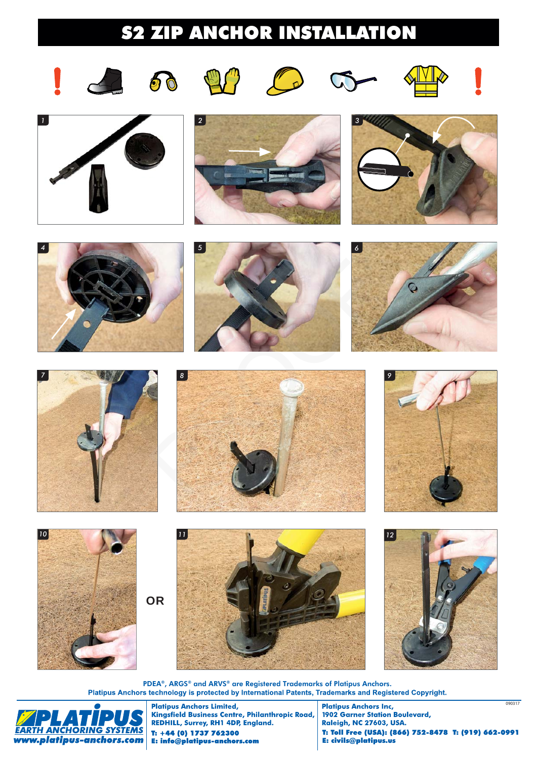# S2 ZIP ANCHOR INSTALLATION

1 2 3

4 5 6

7 8 9

10 OR 11 12

PDEA®, ARGS® and ARVS® are Registered Trademarks of Platipus Anchors.
Platipus Anchors technology is protected by International Patents, Trademarks and Registered Copyright.

**PLATIPUS**
EARTH ANCHORING SYSTEMS
www.platipus-anchors.com

**Platipus Anchors Limited,**
**Kingsfield Business Centre, Philanthropic Road,**
**REDHILL, Surrey, RH1 4DP, England.**
**T: +44 (0) 1737 762300**
**E: info@platipus-anchors.com**

**Platipus Anchors Inc,**
**1902 Garner Station Boulevard,**
**Raleigh, NC 27603, USA.**
**T: Toll Free (USA): (866) 752-8478 T: (919) 662-0991**
**E: civils@platipus.us**

090317